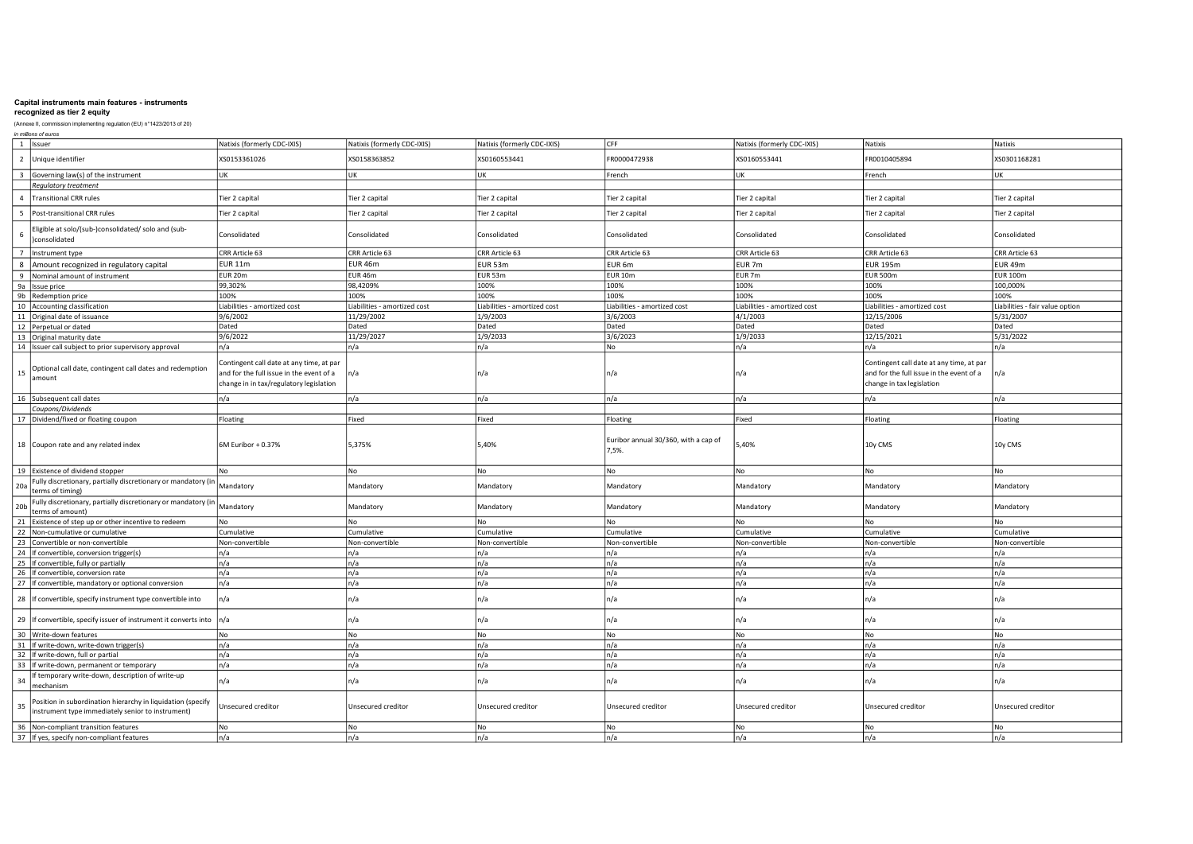**Capital instruments main features - instruments recognized as tier 2 equity**

(Annexe II, commission implementing regulation (EU) n°1423/2013 of 20)

*in millions of euros*

| | | | | | | | | |
|---|---|---|---|---|---|---|---|---|
| 1 | Issuer | Natixis (formerly CDC-IXIS) | Natixis (formerly CDC-IXIS) | Natixis (formerly CDC-IXIS) | CFF | Natixis (formerly CDC-IXIS) | Natixis | Natixis |
| 2 | Unique identifier | XS0153361026 | XS0158363852 | XS0160553441 | FR0000472938 | XS0160553441 | FR0010405894 | XS0301168281 |
| 3 | Governing law(s) of the instrument | UK | UK | UK | French | UK | French | UK |
| | *Regulatory treatment* | | | | | | | |
| 4 | Transitional CRR rules | Tier 2 capital | Tier 2 capital | Tier 2 capital | Tier 2 capital | Tier 2 capital | Tier 2 capital | Tier 2 capital |
| 5 | Post-transitional CRR rules | Tier 2 capital | Tier 2 capital | Tier 2 capital | Tier 2 capital | Tier 2 capital | Tier 2 capital | Tier 2 capital |
| 6 | Eligible at solo/(sub-)consolidated/ solo and (sub-)consolidated | Consolidated | Consolidated | Consolidated | Consolidated | Consolidated | Consolidated | Consolidated |
| 7 | Instrument type | CRR Article 63 | CRR Article 63 | CRR Article 63 | CRR Article 63 | CRR Article 63 | CRR Article 63 | CRR Article 63 |
| 8 | Amount recognized in regulatory capital | EUR 11m | EUR 46m | EUR 53m | EUR 6m | EUR 7m | EUR 195m | EUR 49m |
| 9 | Nominal amount of instrument | EUR 20m | EUR 46m | EUR 53m | EUR 10m | EUR 7m | EUR 500m | EUR 100m |
| 9a | Issue price | 99,302% | 98,4209% | 100% | 100% | 100% | 100% | 100,000% |
| 9b | Redemption price | 100% | 100% | 100% | 100% | 100% | 100% | 100% |
| 10 | Accounting classification | Liabilities - amortized cost | Liabilities - amortized cost | Liabilities - amortized cost | Liabilities - amortized cost | Liabilities - amortized cost | Liabilities - amortized cost | Liabilities - fair value option |
| 11 | Original date of issuance | 9/6/2002 | 11/29/2002 | 1/9/2003 | 3/6/2003 | 4/1/2003 | 12/15/2006 | 5/31/2007 |
| 12 | Perpetual or dated | Dated | Dated | Dated | Dated | Dated | Dated | Dated |
| 13 | Original maturity date | 9/6/2022 | 11/29/2027 | 1/9/2033 | 3/6/2023 | 1/9/2033 | 12/15/2021 | 5/31/2022 |
| 14 | Issuer call subject to prior supervisory approval | n/a | n/a | n/a | No | n/a | n/a | n/a |
| 15 | Optional call date, contingent call dates and redemption amount | Contingent call date at any time, at par and for the full issue in the event of a change in tax/regulatory legislation | n/a | n/a | n/a | n/a | Contingent call date at any time, at par and for the full issue in the event of a change in tax legislation | n/a |
| 16 | Subsequent call dates | n/a | n/a | n/a | n/a | n/a | n/a | n/a |
| | *Coupons/Dividends* | | | | | | | |
| 17 | Dividend/fixed or floating coupon | Floating | Fixed | Fixed | Floating | Fixed | Floating | Floating |
| 18 | Coupon rate and any related index | 6M Euribor + 0.37% | 5,375% | 5,40% | Euribor annual 30/360, with a cap of 7,5%. | 5,40% | 10y CMS | 10y CMS |
| 19 | Existence of dividend stopper | No | No | No | No | No | No | No |
| 20a | Fully discretionary, partially discretionary or mandatory (in terms of timing) | Mandatory | Mandatory | Mandatory | Mandatory | Mandatory | Mandatory | Mandatory |
| 20b | Fully discretionary, partially discretionary or mandatory (in terms of amount) | Mandatory | Mandatory | Mandatory | Mandatory | Mandatory | Mandatory | Mandatory |
| 21 | Existence of step up or other incentive to redeem | No | No | No | No | No | No | No |
| 22 | Non-cumulative or cumulative | Cumulative | Cumulative | Cumulative | Cumulative | Cumulative | Cumulative | Cumulative |
| 23 | Convertible or non-convertible | Non-convertible | Non-convertible | Non-convertible | Non-convertible | Non-convertible | Non-convertible | Non-convertible |
| 24 | If convertible, conversion trigger(s) | n/a | n/a | n/a | n/a | n/a | n/a | n/a |
| 25 | If convertible, fully or partially | n/a | n/a | n/a | n/a | n/a | n/a | n/a |
| 26 | If convertible, conversion rate | n/a | n/a | n/a | n/a | n/a | n/a | n/a |
| 27 | If convertible, mandatory or optional conversion | n/a | n/a | n/a | n/a | n/a | n/a | n/a |
| 28 | If convertible, specify instrument type convertible into | n/a | n/a | n/a | n/a | n/a | n/a | n/a |
| 29 | If convertible, specify issuer of instrument it converts into | n/a | n/a | n/a | n/a | n/a | n/a | n/a |
| 30 | Write-down features | No | No | No | No | No | No | No |
| 31 | If write-down, write-down trigger(s) | n/a | n/a | n/a | n/a | n/a | n/a | n/a |
| 32 | If write-down, full or partial | n/a | n/a | n/a | n/a | n/a | n/a | n/a |
| 33 | If write-down, permanent or temporary | n/a | n/a | n/a | n/a | n/a | n/a | n/a |
| 34 | If temporary write-down, description of write-up mechanism | n/a | n/a | n/a | n/a | n/a | n/a | n/a |
| 35 | Position in subordination hierarchy in liquidation (specify instrument type immediately senior to instrument) | Unsecured creditor | Unsecured creditor | Unsecured creditor | Unsecured creditor | Unsecured creditor | Unsecured creditor | Unsecured creditor |
| 36 | Non-compliant transition features | No | No | No | No | No | No | No |
| 37 | If yes, specify non-compliant features | n/a | n/a | n/a | n/a | n/a | n/a | n/a |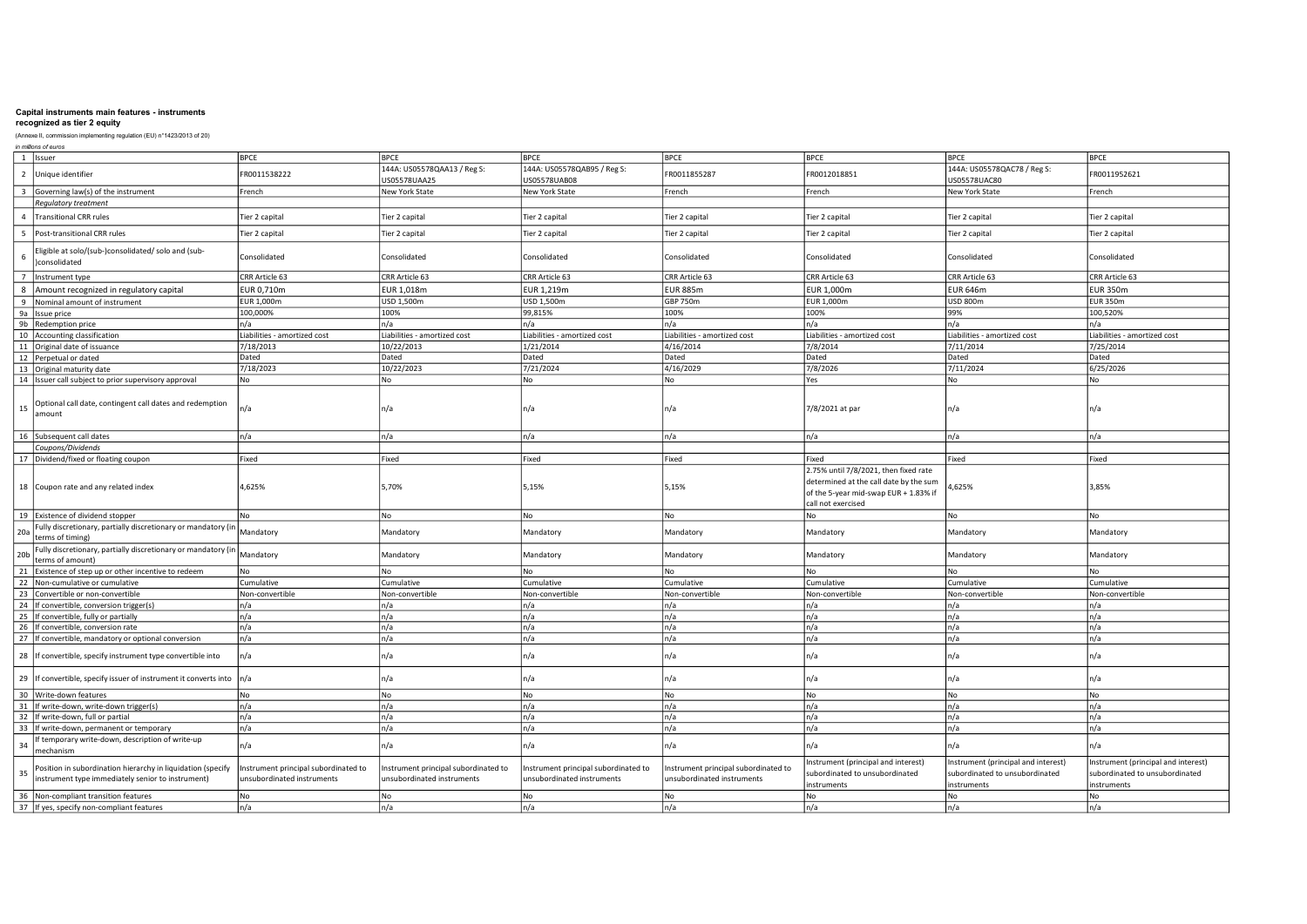**Capital instruments main features - instruments recognized as tier 2 equity**

(Annexe II, commission implementing regulation (EU) n°1423/2013 of 20)

*in millions of euros*

| | | | | | | | | |
|---|---|---|---|---|---|---|---|---|
| 1 | Issuer | BPCE | BPCE | BPCE | BPCE | BPCE | BPCE | BPCE |
| 2 | Unique identifier | FR0011538222 | 144A: US05578QAA13 / Reg S: US05578UAA25 | 144A: US05578QAB95 / Reg S: US05578UAB08 | FR0011855287 | FR0012018851 | 144A: US05578QAC78 / Reg S: US05578UAC80 | FR0011952621 |
| 3 | Governing law(s) of the instrument | French | New York State | New York State | French | French | New York State | French |
| | *Regulatory treatment* | | | | | | | |
| 4 | Transitional CRR rules | Tier 2 capital | Tier 2 capital | Tier 2 capital | Tier 2 capital | Tier 2 capital | Tier 2 capital | Tier 2 capital |
| 5 | Post-transitional CRR rules | Tier 2 capital | Tier 2 capital | Tier 2 capital | Tier 2 capital | Tier 2 capital | Tier 2 capital | Tier 2 capital |
| 6 | Eligible at solo/(sub-)consolidated/ solo and (sub-)consolidated | Consolidated | Consolidated | Consolidated | Consolidated | Consolidated | Consolidated | Consolidated |
| 7 | Instrument type | CRR Article 63 | CRR Article 63 | CRR Article 63 | CRR Article 63 | CRR Article 63 | CRR Article 63 | CRR Article 63 |
| 8 | Amount recognized in regulatory capital | EUR 0,710m | EUR 1,018m | EUR 1,219m | EUR 885m | EUR 1,000m | EUR 646m | EUR 350m |
| 9 | Nominal amount of instrument | EUR 1,000m | USD 1,500m | USD 1,500m | GBP 750m | EUR 1,000m | USD 800m | EUR 350m |
| 9a | Issue price | 100,000% | 100% | 99,815% | 100% | 100% | 99% | 100,520% |
| 9b | Redemption price | n/a | n/a | n/a | n/a | n/a | n/a | n/a |
| 10 | Accounting classification | Liabilities - amortized cost | Liabilities - amortized cost | Liabilities - amortized cost | Liabilities - amortized cost | Liabilities - amortized cost | Liabilities - amortized cost | Liabilities - amortized cost |
| 11 | Original date of issuance | 7/18/2013 | 10/22/2013 | 1/21/2014 | 4/16/2014 | 7/8/2014 | 7/11/2014 | 7/25/2014 |
| 12 | Perpetual or dated | Dated | Dated | Dated | Dated | Dated | Dated | Dated |
| 13 | Original maturity date | 7/18/2023 | 10/22/2023 | 7/21/2024 | 4/16/2029 | 7/8/2026 | 7/11/2024 | 6/25/2026 |
| 14 | Issuer call subject to prior supervisory approval | No | No | No | No | Yes | No | No |
| 15 | Optional call date, contingent call dates and redemption amount | n/a | n/a | n/a | n/a | 7/8/2021 at par | n/a | n/a |
| 16 | Subsequent call dates | n/a | n/a | n/a | n/a | n/a | n/a | n/a |
| | *Coupons/Dividends* | | | | | | | |
| 17 | Dividend/fixed or floating coupon | Fixed | Fixed | Fixed | Fixed | Fixed | Fixed | Fixed |
| 18 | Coupon rate and any related index | 4,625% | 5,70% | 5,15% | 5,15% | 2.75% until 7/8/2021, then fixed rate determined at the call date by the sum of the 5-year mid-swap EUR + 1.83% if call not exercised | 4,625% | 3,85% |
| 19 | Existence of dividend stopper | No | No | No | No | No | No | No |
| 20a | Fully discretionary, partially discretionary or mandatory (in terms of timing) | Mandatory | Mandatory | Mandatory | Mandatory | Mandatory | Mandatory | Mandatory |
| 20b | Fully discretionary, partially discretionary or mandatory (in terms of amount) | Mandatory | Mandatory | Mandatory | Mandatory | Mandatory | Mandatory | Mandatory |
| 21 | Existence of step up or other incentive to redeem | No | No | No | No | No | No | No |
| 22 | Non-cumulative or cumulative | Cumulative | Cumulative | Cumulative | Cumulative | Cumulative | Cumulative | Cumulative |
| 23 | Convertible or non-convertible | Non-convertible | Non-convertible | Non-convertible | Non-convertible | Non-convertible | Non-convertible | Non-convertible |
| 24 | If convertible, conversion trigger(s) | n/a | n/a | n/a | n/a | n/a | n/a | n/a |
| 25 | If convertible, fully or partially | n/a | n/a | n/a | n/a | n/a | n/a | n/a |
| 26 | If convertible, conversion rate | n/a | n/a | n/a | n/a | n/a | n/a | n/a |
| 27 | If convertible, mandatory or optional conversion | n/a | n/a | n/a | n/a | n/a | n/a | n/a |
| 28 | If convertible, specify instrument type convertible into | n/a | n/a | n/a | n/a | n/a | n/a | n/a |
| 29 | If convertible, specify issuer of instrument it converts into | n/a | n/a | n/a | n/a | n/a | n/a | n/a |
| 30 | Write-down features | No | No | No | No | No | No | No |
| 31 | If write-down, write-down trigger(s) | n/a | n/a | n/a | n/a | n/a | n/a | n/a |
| 32 | If write-down, full or partial | n/a | n/a | n/a | n/a | n/a | n/a | n/a |
| 33 | If write-down, permanent or temporary | n/a | n/a | n/a | n/a | n/a | n/a | n/a |
| 34 | If temporary write-down, description of write-up mechanism | n/a | n/a | n/a | n/a | n/a | n/a | n/a |
| 35 | Position in subordination hierarchy in liquidation (specify instrument type immediately senior to instrument) | Instrument principal subordinated to unsubordinated instruments | Instrument principal subordinated to unsubordinated instruments | Instrument principal subordinated to unsubordinated instruments | Instrument principal subordinated to unsubordinated instruments | Instrument (principal and interest) subordinated to unsubordinated instruments | Instrument (principal and interest) subordinated to unsubordinated instruments | Instrument (principal and interest) subordinated to unsubordinated instruments |
| 36 | Non-compliant transition features | No | No | No | No | No | No | No |
| 37 | If yes, specify non-compliant features | n/a | n/a | n/a | n/a | n/a | n/a | n/a |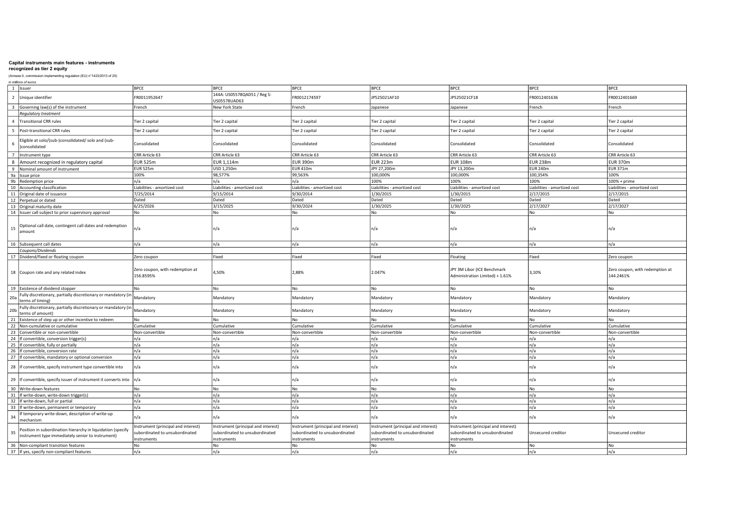**Capital instruments main features - instruments recognized as tier 2 equity**

(Annexe II, commission implementing regulation (EU) n°1423/2013 of 20)

*in millions of euros*

| | | | | | | | | |
|---|---|---|---|---|---|---|---|---|
| 1 | Issuer | BPCE | BPCE | BPCE | BPCE | BPCE | BPCE | BPCE |
| 2 | Unique identifier | FR0011952647 | 144A: US05578QAD51 / Reg S: US05578UAD63 | FR0012174597 | JP525021AF10 | JP525021CF18 | FR0012401636 | FR0012401669 |
| 3 | Governing law(s) of the instrument | French | New York State | French | Japanese | Japanese | French | French |
| | *Regulatory treatment* | | | | | | | |
| 4 | Transitional CRR rules | Tier 2 capital | Tier 2 capital | Tier 2 capital | Tier 2 capital | Tier 2 capital | Tier 2 capital | Tier 2 capital |
| 5 | Post-transitional CRR rules | Tier 2 capital | Tier 2 capital | Tier 2 capital | Tier 2 capital | Tier 2 capital | Tier 2 capital | Tier 2 capital |
| 6 | Eligible at solo/(sub-)consolidated/ solo and (sub-)consolidated | Consolidated | Consolidated | Consolidated | Consolidated | Consolidated | Consolidated | Consolidated |
| 7 | Instrument type | CRR Article 63 | CRR Article 63 | CRR Article 63 | CRR Article 63 | CRR Article 63 | CRR Article 63 | CRR Article 63 |
| 8 | Amount recognized in regulatory capital | EUR 525m | EUR 1,114m | EUR 390m | EUR 223m | EUR 108m | EUR 238m | EUR 370m |
| 9 | Nominal amount of instrument | EUR 525m | USD 1,250m | EUR 410m | JPY 27,200m | JPY 13,200m | EUR 240m | EUR 371m |
| 9a | Issue price | 100% | 98,577% | 99,563% | 100,000% | 100,000% | 100,354% | 100% |
| 9b | Redemption price | n/a | n/a | n/a | 100% | 100% | 100% | 100% + prime |
| 10 | Accounting classification | Liabilities - amortized cost | Liabilities - amortized cost | Liabilities - amortized cost | Liabilities - amortized cost | Liabilities - amortized cost | Liabilities - amortized cost | Liabilities - amortized cost |
| 11 | Original date of issuance | 7/25/2014 | 9/15/2014 | 9/30/2014 | 1/30/2015 | 1/30/2015 | 2/17/2015 | 2/17/2015 |
| 12 | Perpetual or dated | Dated | Dated | Dated | Dated | Dated | Dated | Dated |
| 13 | Original maturity date | 6/25/2026 | 3/15/2025 | 9/30/2024 | 1/30/2025 | 1/30/2025 | 2/17/2027 | 2/17/2027 |
| 14 | Issuer call subject to prior supervisory approval | No | No | No | No | No | No | No |
| 15 | Optional call date, contingent call dates and redemption amount | n/a | n/a | n/a | n/a | n/a | n/a | n/a |
| 16 | Subsequent call dates | n/a | n/a | n/a | n/a | n/a | n/a | n/a |
| | *Coupons/Dividends* | | | | | | | |
| 17 | Dividend/fixed or floating coupon | Zero coupon | Fixed | Fixed | Fixed | Floating | Fixed | Zero coupon |
| 18 | Coupon rate and any related index | Zero coupon, with redemption at 156.8595% | 4,50% | 2,88% | 2.047% | JPY 3M Libor (ICE Benchmark Administration Limited) + 1.61% | 3,10% | Zero coupon, with redemption at 144.2461% |
| 19 | Existence of dividend stopper | No | No | No | No | No | No | No |
| 20a | Fully discretionary, partially discretionary or mandatory (in terms of timing) | Mandatory | Mandatory | Mandatory | Mandatory | Mandatory | Mandatory | Mandatory |
| 20b | Fully discretionary, partially discretionary or mandatory (in terms of amount) | Mandatory | Mandatory | Mandatory | Mandatory | Mandatory | Mandatory | Mandatory |
| 21 | Existence of step up or other incentive to redeem | No | No | No | No | No | No | No |
| 22 | Non-cumulative or cumulative | Cumulative | Cumulative | Cumulative | Cumulative | Cumulative | Cumulative | Cumulative |
| 23 | Convertible or non-convertible | Non-convertible | Non-convertible | Non-convertible | Non-convertible | Non-convertible | Non-convertible | Non-convertible |
| 24 | If convertible, conversion trigger(s) | n/a | n/a | n/a | n/a | n/a | n/a | n/a |
| 25 | If convertible, fully or partially | n/a | n/a | n/a | n/a | n/a | n/a | n/a |
| 26 | If convertible, conversion rate | n/a | n/a | n/a | n/a | n/a | n/a | n/a |
| 27 | If convertible, mandatory or optional conversion | n/a | n/a | n/a | n/a | n/a | n/a | n/a |
| 28 | If convertible, specify instrument type convertible into | n/a | n/a | n/a | n/a | n/a | n/a | n/a |
| 29 | If convertible, specify issuer of instrument it converts into | n/a | n/a | n/a | n/a | n/a | n/a | n/a |
| 30 | Write-down features | No | No | No | No | No | No | No |
| 31 | If write-down, write-down trigger(s) | n/a | n/a | n/a | n/a | n/a | n/a | n/a |
| 32 | If write-down, full or partial | n/a | n/a | n/a | n/a | n/a | n/a | n/a |
| 33 | If write-down, permanent or temporary | n/a | n/a | n/a | n/a | n/a | n/a | n/a |
| 34 | If temporary write-down, description of write-up mechanism | n/a | n/a | n/a | n/a | n/a | n/a | n/a |
| 35 | Position in subordination hierarchy in liquidation (specify instrument type immediately senior to instrument) | Instrument (principal and interest) subordinated to unsubordinated instruments | Instrument (principal and interest) subordinated to unsubordinated instruments | Instrument (principal and interest) subordinated to unsubordinated instruments | Instrument (principal and interest) subordinated to unsubordinated instruments | Instrument (principal and interest) subordinated to unsubordinated instruments | Unsecured creditor | Unsecured creditor |
| 36 | Non-compliant transition features | No | No | No | No | No | No | No |
| 37 | If yes, specify non-compliant features | n/a | n/a | n/a | n/a | n/a | n/a | n/a |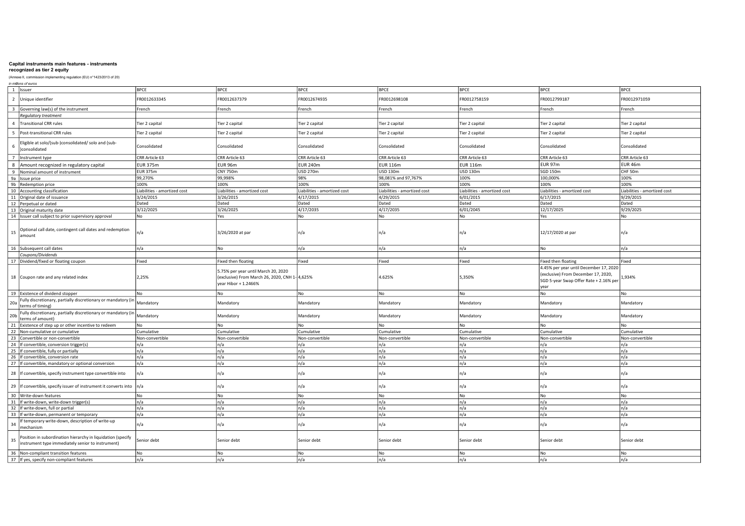**Capital instruments main features - instruments recognized as tier 2 equity**

(Annexe II, commission implementing regulation (EU) n°1423/2013 of 20)

*in millions of euros*

| | | | | | | | | |
|---|---|---|---|---|---|---|---|---|
| 1 | Issuer | BPCE | BPCE | BPCE | BPCE | BPCE | BPCE | BPCE |
| 2 | Unique identifier | FR0012633345 | FR0012637379 | FR0012674935 | FR0012698108 | FR0012758159 | FR0012799187 | FR0012971059 |
| 3 | Governing law(s) of the instrument | French | French | French | French | French | French | French |
| | *Regulatory treatment* | | | | | | | |
| 4 | Transitional CRR rules | Tier 2 capital | Tier 2 capital | Tier 2 capital | Tier 2 capital | Tier 2 capital | Tier 2 capital | Tier 2 capital |
| 5 | Post-transitional CRR rules | Tier 2 capital | Tier 2 capital | Tier 2 capital | Tier 2 capital | Tier 2 capital | Tier 2 capital | Tier 2 capital |
| 6 | Eligible at solo/(sub-)consolidated/ solo and (sub-)consolidated | Consolidated | Consolidated | Consolidated | Consolidated | Consolidated | Consolidated | Consolidated |
| 7 | Instrument type | CRR Article 63 | CRR Article 63 | CRR Article 63 | CRR Article 63 | CRR Article 63 | CRR Article 63 | CRR Article 63 |
| 8 | Amount recognized in regulatory capital | EUR 375m | EUR 96m | EUR 240m | EUR 116m | EUR 116m | EUR 97m | EUR 46m |
| 9 | Nominal amount of instrument | EUR 375m | CNY 750m | USD 270m | USD 130m | USD 130m | SGD 150m | CHF 50m |
| 9a | Issue price | 99,270% | 99,998% | 98% | 98,081% and 97,767% | 100% | 100,000% | 100% |
| 9b | Redemption price | 100% | 100% | 100% | 100% | 100% | 100% | 100% |
| 10 | Accounting classification | Liabilities - amortized cost | Liabilities - amortized cost | Liabilities - amortized cost | Liabilities - amortized cost | Liabilities - amortized cost | Liabilities - amortized cost | Liabilities - amortized cost |
| 11 | Original date of issuance | 3/24/2015 | 3/26/2015 | 4/17/2015 | 4/29/2015 | 6/01/2015 | 6/17/2015 | 9/29/2015 |
| 12 | Perpetual or dated | Dated | Dated | Dated | Dated | Dated | Dated | Dated |
| 13 | Original maturity date | 3/12/2025 | 3/26/2025 | 4/17/2035 | 4/17/2035 | 6/01/2045 | 12/17/2025 | 9/29/2025 |
| 14 | Issuer call subject to prior supervisory approval | No | Yes | No | No | No | Yes | No |
| 15 | Optional call date, contingent call dates and redemption amount | n/a | 3/26/2020 at par | n/a | n/a | n/a | 12/17/2020 at par | n/a |
| 16 | Subsequent call dates | n/a | No | n/a | n/a | n/a | No | n/a |
| | *Coupons/Dividends* | | | | | | | |
| 17 | Dividend/fixed or floating coupon | Fixed | Fixed then floating | Fixed | Fixed | Fixed | Fixed then floating | Fixed |
| 18 | Coupon rate and any related index | 2,25% | 5.75% per year until March 20, 2020 (exclusive) From March 26, 2020, CNH 1-year Hibor + 1.2466% | 4,625% | 4.625% | 5,350% | 4.45% per year until December 17, 2020 (exclusive) From December 17, 2020, SGD 5-year Swap Offer Rate + 2.16% per year | 1,934% |
| 19 | Existence of dividend stopper | No | No | No | No | No | No | No |
| 20a | Fully discretionary, partially discretionary or mandatory (in terms of timing) | Mandatory | Mandatory | Mandatory | Mandatory | Mandatory | Mandatory | Mandatory |
| 20b | Fully discretionary, partially discretionary or mandatory (in terms of amount) | Mandatory | Mandatory | Mandatory | Mandatory | Mandatory | Mandatory | Mandatory |
| 21 | Existence of step up or other incentive to redeem | No | No | No | No | No | No | No |
| 22 | Non-cumulative or cumulative | Cumulative | Cumulative | Cumulative | Cumulative | Cumulative | Cumulative | Cumulative |
| 23 | Convertible or non-convertible | Non-convertible | Non-convertible | Non-convertible | Non-convertible | Non-convertible | Non-convertible | Non-convertible |
| 24 | If convertible, conversion trigger(s) | n/a | n/a | n/a | n/a | n/a | n/a | n/a |
| 25 | If convertible, fully or partially | n/a | n/a | n/a | n/a | n/a | n/a | n/a |
| 26 | If convertible, conversion rate | n/a | n/a | n/a | n/a | n/a | n/a | n/a |
| 27 | If convertible, mandatory or optional conversion | n/a | n/a | n/a | n/a | n/a | n/a | n/a |
| 28 | If convertible, specify instrument type convertible into | n/a | n/a | n/a | n/a | n/a | n/a | n/a |
| 29 | If convertible, specify issuer of instrument it converts into | n/a | n/a | n/a | n/a | n/a | n/a | n/a |
| 30 | Write-down features | No | No | No | No | No | No | No |
| 31 | If write-down, write-down trigger(s) | n/a | n/a | n/a | n/a | n/a | n/a | n/a |
| 32 | If write-down, full or partial | n/a | n/a | n/a | n/a | n/a | n/a | n/a |
| 33 | If write-down, permanent or temporary | n/a | n/a | n/a | n/a | n/a | n/a | n/a |
| 34 | If temporary write-down, description of write-up mechanism | n/a | n/a | n/a | n/a | n/a | n/a | n/a |
| 35 | Position in subordination hierarchy in liquidation (specify instrument type immediately senior to instrument) | Senior debt | Senior debt | Senior debt | Senior debt | Senior debt | Senior debt | Senior debt |
| 36 | Non-compliant transition features | No | No | No | No | No | No | No |
| 37 | If yes, specify non-compliant features | n/a | n/a | n/a | n/a | n/a | n/a | n/a |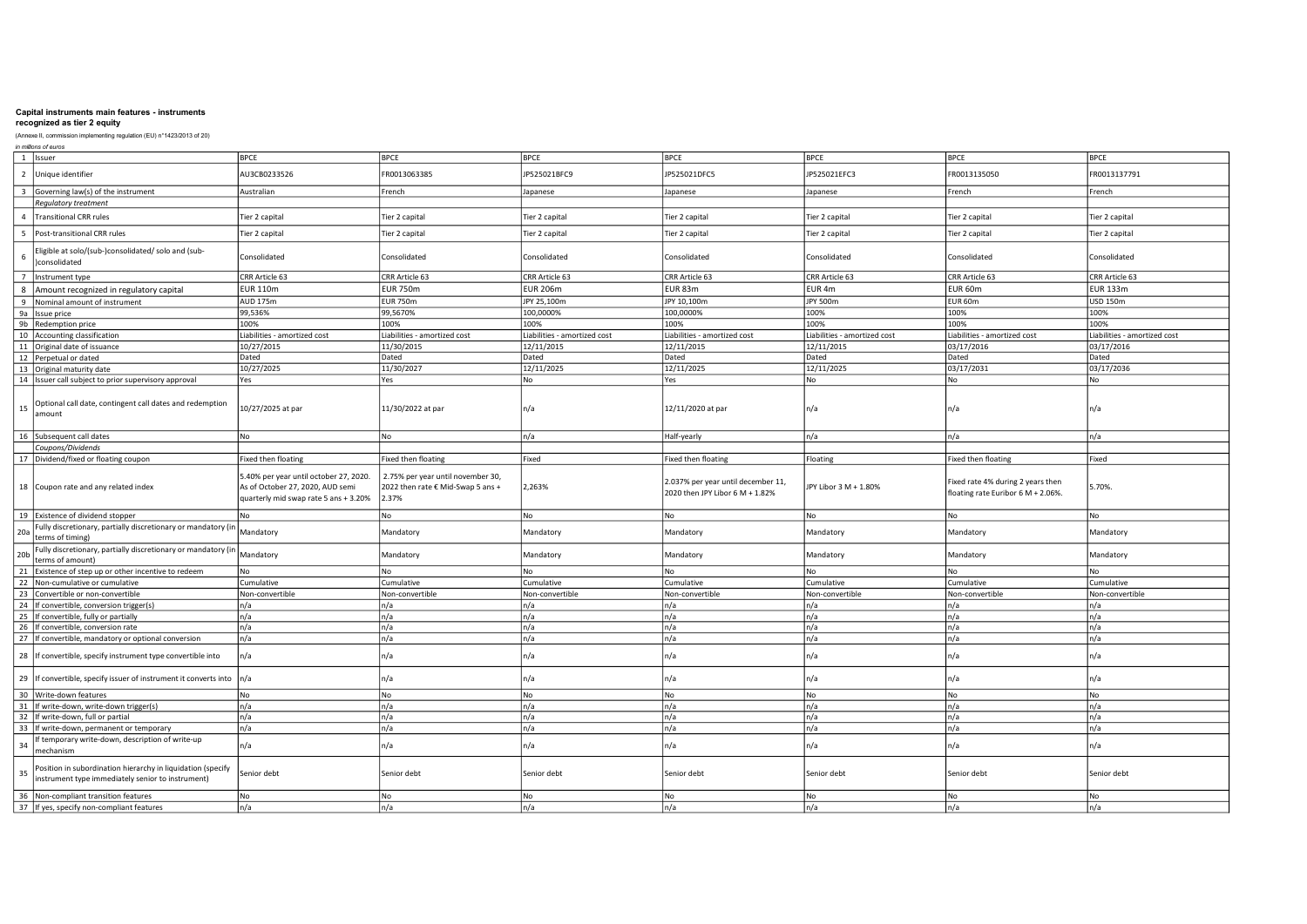**Capital instruments main features - instruments recognized as tier 2 equity**

(Annexe II, commission implementing regulation (EU) n°1423/2013 of 20)

*in millions of euros*

| | | | | | | | | |
|---|---|---|---|---|---|---|---|---|
| 1 | Issuer | BPCE | BPCE | BPCE | BPCE | BPCE | BPCE | BPCE |
| 2 | Unique identifier | AU3CB0233526 | FR0013063385 | JP525021BFC9 | JP525021DFC5 | JP525021EFC3 | FR0013135050 | FR0013137791 |
| 3 | Governing law(s) of the instrument | Australian | French | Japanese | Japanese | Japanese | French | French |
| | *Regulatory treatment* | | | | | | | |
| 4 | Transitional CRR rules | Tier 2 capital | Tier 2 capital | Tier 2 capital | Tier 2 capital | Tier 2 capital | Tier 2 capital | Tier 2 capital |
| 5 | Post-transitional CRR rules | Tier 2 capital | Tier 2 capital | Tier 2 capital | Tier 2 capital | Tier 2 capital | Tier 2 capital | Tier 2 capital |
| 6 | Eligible at solo/(sub-)consolidated/ solo and (sub-)consolidated | Consolidated | Consolidated | Consolidated | Consolidated | Consolidated | Consolidated | Consolidated |
| 7 | Instrument type | CRR Article 63 | CRR Article 63 | CRR Article 63 | CRR Article 63 | CRR Article 63 | CRR Article 63 | CRR Article 63 |
| 8 | Amount recognized in regulatory capital | EUR 110m | EUR 750m | EUR 206m | EUR 83m | EUR 4m | EUR 60m | EUR 133m |
| 9 | Nominal amount of instrument | AUD 175m | EUR 750m | JPY 25,100m | JPY 10,100m | JPY 500m | EUR 60m | USD 150m |
| 9a | Issue price | 99,536% | 99,5670% | 100,0000% | 100,0000% | 100% | 100% | 100% |
| 9b | Redemption price | 100% | 100% | 100% | 100% | 100% | 100% | 100% |
| 10 | Accounting classification | Liabilities - amortized cost | Liabilities - amortized cost | Liabilities - amortized cost | Liabilities - amortized cost | Liabilities - amortized cost | Liabilities - amortized cost | Liabilities - amortized cost |
| 11 | Original date of issuance | 10/27/2015 | 11/30/2015 | 12/11/2015 | 12/11/2015 | 12/11/2015 | 03/17/2016 | 03/17/2016 |
| 12 | Perpetual or dated | Dated | Dated | Dated | Dated | Dated | Dated | Dated |
| 13 | Original maturity date | 10/27/2025 | 11/30/2027 | 12/11/2025 | 12/11/2025 | 12/11/2025 | 03/17/2031 | 03/17/2036 |
| 14 | Issuer call subject to prior supervisory approval | Yes | Yes | No | Yes | No | No | No |
| 15 | Optional call date, contingent call dates and redemption amount | 10/27/2025 at par | 11/30/2022 at par | n/a | 12/11/2020 at par | n/a | n/a | n/a |
| 16 | Subsequent call dates | No | No | n/a | Half-yearly | n/a | n/a | n/a |
| | *Coupons/Dividends* | | | | | | | |
| 17 | Dividend/fixed or floating coupon | Fixed then floating | Fixed then floating | Fixed | Fixed then floating | Floating | Fixed then floating | Fixed |
| 18 | Coupon rate and any related index | 5.40% per year until october 27, 2020. As of October 27, 2020, AUD semi quarterly mid swap rate 5 ans + 3.20% | 2.75% per year until november 30, 2022 then rate € Mid-Swap 5 ans + 2.37% | 2,263% | 2.037% per year until december 11, 2020 then JPY Libor 6 M + 1.82% | JPY Libor 3 M + 1.80% | Fixed rate 4% during 2 years then floating rate Euribor 6 M + 2.06%. | 5.70%. |
| 19 | Existence of dividend stopper | No | No | No | No | No | No | No |
| 20a | Fully discretionary, partially discretionary or mandatory (in terms of timing) | Mandatory | Mandatory | Mandatory | Mandatory | Mandatory | Mandatory | Mandatory |
| 20b | Fully discretionary, partially discretionary or mandatory (in terms of amount) | Mandatory | Mandatory | Mandatory | Mandatory | Mandatory | Mandatory | Mandatory |
| 21 | Existence of step up or other incentive to redeem | No | No | No | No | No | No | No |
| 22 | Non-cumulative or cumulative | Cumulative | Cumulative | Cumulative | Cumulative | Cumulative | Cumulative | Cumulative |
| 23 | Convertible or non-convertible | Non-convertible | Non-convertible | Non-convertible | Non-convertible | Non-convertible | Non-convertible | Non-convertible |
| 24 | If convertible, conversion trigger(s) | n/a | n/a | n/a | n/a | n/a | n/a | n/a |
| 25 | If convertible, fully or partially | n/a | n/a | n/a | n/a | n/a | n/a | n/a |
| 26 | If convertible, conversion rate | n/a | n/a | n/a | n/a | n/a | n/a | n/a |
| 27 | If convertible, mandatory or optional conversion | n/a | n/a | n/a | n/a | n/a | n/a | n/a |
| 28 | If convertible, specify instrument type convertible into | n/a | n/a | n/a | n/a | n/a | n/a | n/a |
| 29 | If convertible, specify issuer of instrument it converts into | n/a | n/a | n/a | n/a | n/a | n/a | n/a |
| 30 | Write-down features | No | No | No | No | No | No | No |
| 31 | If write-down, write-down trigger(s) | n/a | n/a | n/a | n/a | n/a | n/a | n/a |
| 32 | If write-down, full or partial | n/a | n/a | n/a | n/a | n/a | n/a | n/a |
| 33 | If write-down, permanent or temporary | n/a | n/a | n/a | n/a | n/a | n/a | n/a |
| 34 | If temporary write-down, description of write-up mechanism | n/a | n/a | n/a | n/a | n/a | n/a | n/a |
| 35 | Position in subordination hierarchy in liquidation (specify instrument type immediately senior to instrument) | Senior debt | Senior debt | Senior debt | Senior debt | Senior debt | Senior debt | Senior debt |
| 36 | Non-compliant transition features | No | No | No | No | No | No | No |
| 37 | If yes, specify non-compliant features | n/a | n/a | n/a | n/a | n/a | n/a | n/a |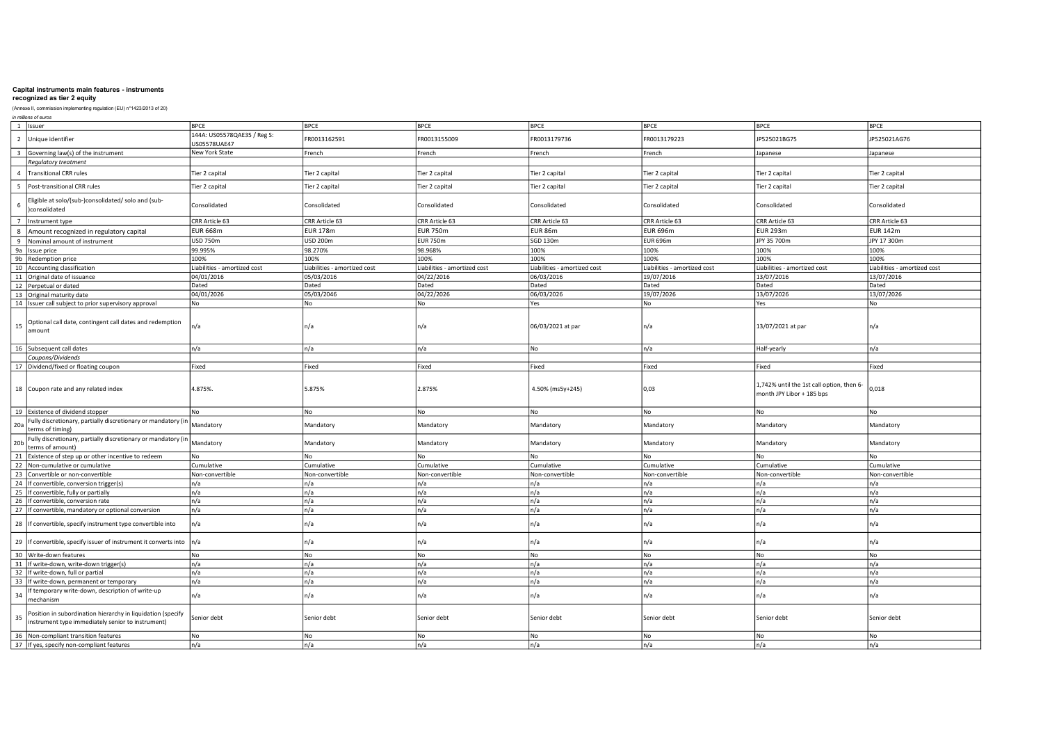**Capital instruments main features - instruments recognized as tier 2 equity**

(Annexe II, commission implementing regulation (EU) n°1423/2013 of 20)

*in millions of euros*

| | | | | | | | | |
|---|---|---|---|---|---|---|---|---|
| 1 | Issuer | BPCE | BPCE | BPCE | BPCE | BPCE | BPCE | BPCE |
| 2 | Unique identifier | 144A: US05578QAE35 / Reg S: US05578UAE47 | FR0013162591 | FR0013155009 | FR0013179736 | FR0013179223 | JP525021BG75 | JP525021AG76 |
| 3 | Governing law(s) of the instrument | New York State | French | French | French | French | Japanese | Japanese |
| | *Regulatory treatment* | | | | | | | |
| 4 | Transitional CRR rules | Tier 2 capital | Tier 2 capital | Tier 2 capital | Tier 2 capital | Tier 2 capital | Tier 2 capital | Tier 2 capital |
| 5 | Post-transitional CRR rules | Tier 2 capital | Tier 2 capital | Tier 2 capital | Tier 2 capital | Tier 2 capital | Tier 2 capital | Tier 2 capital |
| 6 | Eligible at solo/(sub-)consolidated/ solo and (sub-)consolidated | Consolidated | Consolidated | Consolidated | Consolidated | Consolidated | Consolidated | Consolidated |
| 7 | Instrument type | CRR Article 63 | CRR Article 63 | CRR Article 63 | CRR Article 63 | CRR Article 63 | CRR Article 63 | CRR Article 63 |
| 8 | Amount recognized in regulatory capital | EUR 668m | EUR 178m | EUR 750m | EUR 86m | EUR 696m | EUR 293m | EUR 142m |
| 9 | Nominal amount of instrument | USD 750m | USD 200m | EUR 750m | SGD 130m | EUR 696m | JPY 35 700m | JPY 17 300m |
| 9a | Issue price | 99.995% | 98.270% | 98.968% | 100% | 100% | 100% | 100% |
| 9b | Redemption price | 100% | 100% | 100% | 100% | 100% | 100% | 100% |
| 10 | Accounting classification | Liabilities - amortized cost | Liabilities - amortized cost | Liabilities - amortized cost | Liabilities - amortized cost | Liabilities - amortized cost | Liabilities - amortized cost | Liabilities - amortized cost |
| 11 | Original date of issuance | 04/01/2016 | 05/03/2016 | 04/22/2016 | 06/03/2016 | 19/07/2016 | 13/07/2016 | 13/07/2016 |
| 12 | Perpetual or dated | Dated | Dated | Dated | Dated | Dated | Dated | Dated |
| 13 | Original maturity date | 04/01/2026 | 05/03/2046 | 04/22/2026 | 06/03/2026 | 19/07/2026 | 13/07/2026 | 13/07/2026 |
| 14 | Issuer call subject to prior supervisory approval | No | No | No | Yes | No | Yes | No |
| 15 | Optional call date, contingent call dates and redemption amount | n/a | n/a | n/a | 06/03/2021 at par | n/a | 13/07/2021 at par | n/a |
| 16 | Subsequent call dates | n/a | n/a | n/a | No | n/a | Half-yearly | n/a |
| | *Coupons/Dividends* | | | | | | | |
| 17 | Dividend/fixed or floating coupon | Fixed | Fixed | Fixed | Fixed | Fixed | Fixed | Fixed |
| 18 | Coupon rate and any related index | 4.875%. | 5.875% | 2.875% | 4.50% (ms5y+245) | 0,03 | 1,742% until the 1st call option, then 6-month JPY Libor + 185 bps | 0,018 |
| 19 | Existence of dividend stopper | No | No | No | No | No | No | No |
| 20a | Fully discretionary, partially discretionary or mandatory (in terms of timing) | Mandatory | Mandatory | Mandatory | Mandatory | Mandatory | Mandatory | Mandatory |
| 20b | Fully discretionary, partially discretionary or mandatory (in terms of amount) | Mandatory | Mandatory | Mandatory | Mandatory | Mandatory | Mandatory | Mandatory |
| 21 | Existence of step up or other incentive to redeem | No | No | No | No | No | No | No |
| 22 | Non-cumulative or cumulative | Cumulative | Cumulative | Cumulative | Cumulative | Cumulative | Cumulative | Cumulative |
| 23 | Convertible or non-convertible | Non-convertible | Non-convertible | Non-convertible | Non-convertible | Non-convertible | Non-convertible | Non-convertible |
| 24 | If convertible, conversion trigger(s) | n/a | n/a | n/a | n/a | n/a | n/a | n/a |
| 25 | If convertible, fully or partially | n/a | n/a | n/a | n/a | n/a | n/a | n/a |
| 26 | If convertible, conversion rate | n/a | n/a | n/a | n/a | n/a | n/a | n/a |
| 27 | If convertible, mandatory or optional conversion | n/a | n/a | n/a | n/a | n/a | n/a | n/a |
| 28 | If convertible, specify instrument type convertible into | n/a | n/a | n/a | n/a | n/a | n/a | n/a |
| 29 | If convertible, specify issuer of instrument it converts into | n/a | n/a | n/a | n/a | n/a | n/a | n/a |
| 30 | Write-down features | No | No | No | No | No | No | No |
| 31 | If write-down, write-down trigger(s) | n/a | n/a | n/a | n/a | n/a | n/a | n/a |
| 32 | If write-down, full or partial | n/a | n/a | n/a | n/a | n/a | n/a | n/a |
| 33 | If write-down, permanent or temporary | n/a | n/a | n/a | n/a | n/a | n/a | n/a |
| 34 | If temporary write-down, description of write-up mechanism | n/a | n/a | n/a | n/a | n/a | n/a | n/a |
| 35 | Position in subordination hierarchy in liquidation (specify instrument type immediately senior to instrument) | Senior debt | Senior debt | Senior debt | Senior debt | Senior debt | Senior debt | Senior debt |
| 36 | Non-compliant transition features | No | No | No | No | No | No | No |
| 37 | If yes, specify non-compliant features | n/a | n/a | n/a | n/a | n/a | n/a | n/a |